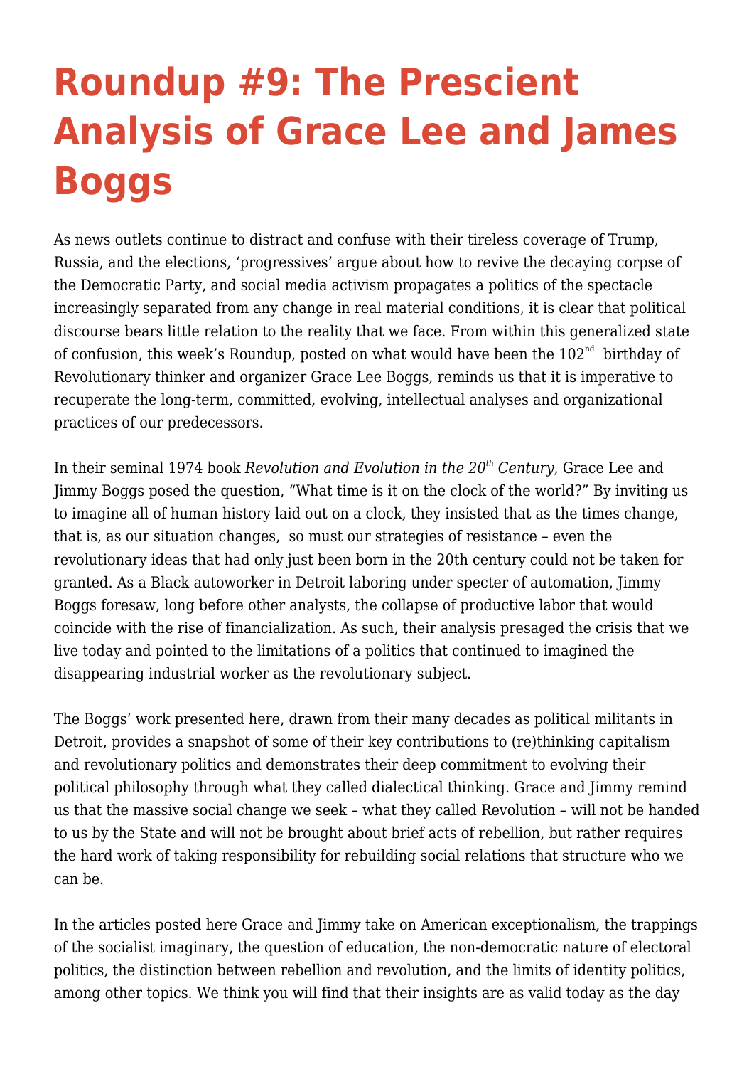# Roundup #9: The Prescient Analysis of Grace Lee and James Boggs

As news outlets continue to distract and confuse with their tireless coverage of Trump, Russia, and the elections, 'progressives' argue about how to revive the decaying corpse of the Democratic Party, and social media activism propagates a politics of the spectacle increasingly separated from any change in real material conditions, it is clear that political discourse bears little relation to the reality that we face. From within this generalized state of confusion, this week's Roundup, posted on what would have been the 102nd birthday of Revolutionary thinker and organizer Grace Lee Boggs, reminds us that it is imperative to recuperate the long-term, committed, evolving, intellectual analyses and organizational practices of our predecessors.

In their seminal 1974 book *Revolution and Evolution in the 20th Century*, Grace Lee and Jimmy Boggs posed the question, "What time is it on the clock of the world?" By inviting us to imagine all of human history laid out on a clock, they insisted that as the times change, that is, as our situation changes, so must our strategies of resistance – even the revolutionary ideas that had only just been born in the 20th century could not be taken for granted. As a Black autoworker in Detroit laboring under specter of automation, Jimmy Boggs foresaw, long before other analysts, the collapse of productive labor that would coincide with the rise of financialization. As such, their analysis presaged the crisis that we live today and pointed to the limitations of a politics that continued to imagined the disappearing industrial worker as the revolutionary subject.

The Boggs' work presented here, drawn from their many decades as political militants in Detroit, provides a snapshot of some of their key contributions to (re)thinking capitalism and revolutionary politics and demonstrates their deep commitment to evolving their political philosophy through what they called dialectical thinking. Grace and Jimmy remind us that the massive social change we seek – what they called Revolution – will not be handed to us by the State and will not be brought about brief acts of rebellion, but rather requires the hard work of taking responsibility for rebuilding social relations that structure who we can be.

In the articles posted here Grace and Jimmy take on American exceptionalism, the trappings of the socialist imaginary, the question of education, the non-democratic nature of electoral politics, the distinction between rebellion and revolution, and the limits of identity politics, among other topics. We think you will find that their insights are as valid today as the day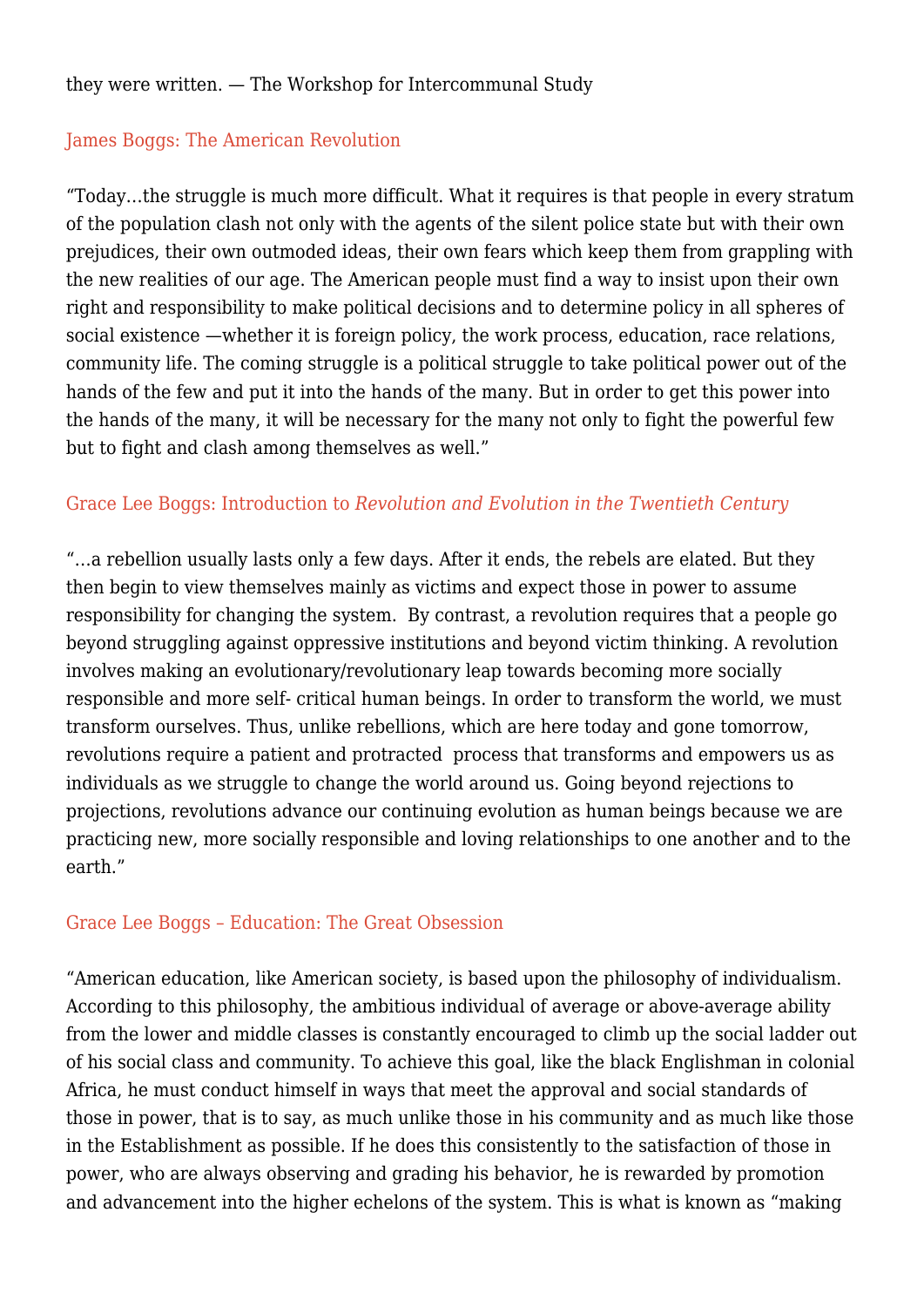they were written. — The Workshop for Intercommunal Study

### James Boggs: The American Revolution

"Today…the struggle is much more difficult. What it requires is that people in every stratum of the population clash not only with the agents of the silent police state but with their own prejudices, their own outmoded ideas, their own fears which keep them from grappling with the new realities of our age. The American people must find a way to insist upon their own right and responsibility to make political decisions and to determine policy in all spheres of social existence —whether it is foreign policy, the work process, education, race relations, community life. The coming struggle is a political struggle to take political power out of the hands of the few and put it into the hands of the many. But in order to get this power into the hands of the many, it will be necessary for the many not only to fight the powerful few but to fight and clash among themselves as well."

### Grace Lee Boggs: Introduction to *Revolution and Evolution in the Twentieth Century*

"…a rebellion usually lasts only a few days. After it ends, the rebels are elated. But they then begin to view themselves mainly as victims and expect those in power to assume responsibility for changing the system. By contrast, a revolution requires that a people go beyond struggling against oppressive institutions and beyond victim thinking. A revolution involves making an evolutionary/revolutionary leap towards becoming more socially responsible and more self- critical human beings. In order to transform the world, we must transform ourselves. Thus, unlike rebellions, which are here today and gone tomorrow, revolutions require a patient and protracted process that transforms and empowers us as individuals as we struggle to change the world around us. Going beyond rejections to projections, revolutions advance our continuing evolution as human beings because we are practicing new, more socially responsible and loving relationships to one another and to the earth."

### Grace Lee Boggs – Education: The Great Obsession

"American education, like American society, is based upon the philosophy of individualism. According to this philosophy, the ambitious individual of average or above-average ability from the lower and middle classes is constantly encouraged to climb up the social ladder out of his social class and community. To achieve this goal, like the black Englishman in colonial Africa, he must conduct himself in ways that meet the approval and social standards of those in power, that is to say, as much unlike those in his community and as much like those in the Establishment as possible. If he does this consistently to the satisfaction of those in power, who are always observing and grading his behavior, he is rewarded by promotion and advancement into the higher echelons of the system. This is what is known as "making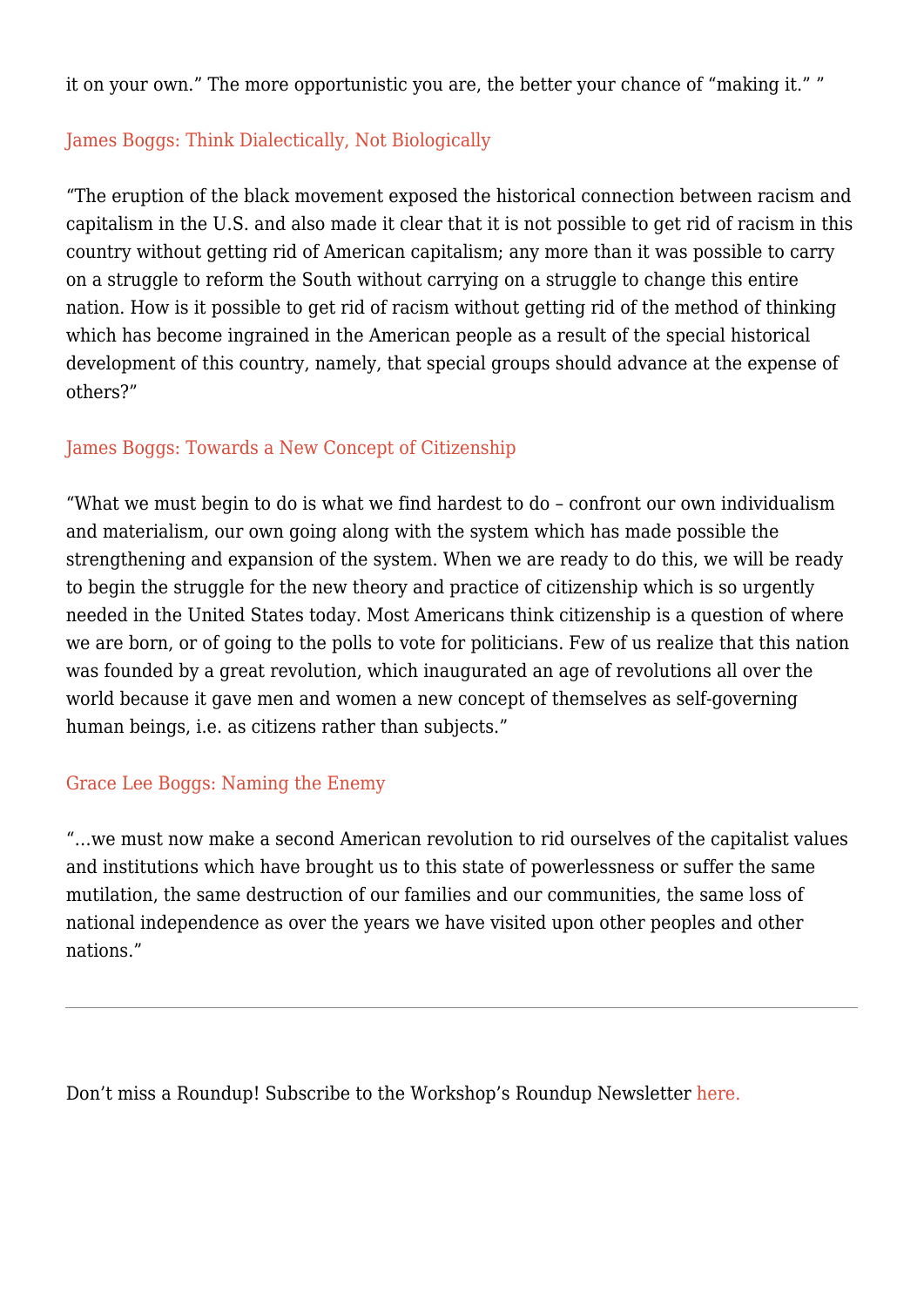it on your own." The more opportunistic you are, the better your chance of "making it." "

James Boggs: Think Dialectically, Not Biologically

"The eruption of the black movement exposed the historical connection between racism and capitalism in the U.S. and also made it clear that it is not possible to get rid of racism in this country without getting rid of American capitalism; any more than it was possible to carry on a struggle to reform the South without carrying on a struggle to change this entire nation. How is it possible to get rid of racism without getting rid of the method of thinking which has become ingrained in the American people as a result of the special historical development of this country, namely, that special groups should advance at the expense of others?"

James Boggs: Towards a New Concept of Citizenship

"What we must begin to do is what we find hardest to do – confront our own individualism and materialism, our own going along with the system which has made possible the strengthening and expansion of the system. When we are ready to do this, we will be ready to begin the struggle for the new theory and practice of citizenship which is so urgently needed in the United States today. Most Americans think citizenship is a question of where we are born, or of going to the polls to vote for politicians. Few of us realize that this nation was founded by a great revolution, which inaugurated an age of revolutions all over the world because it gave men and women a new concept of themselves as self-governing human beings, i.e. as citizens rather than subjects."

Grace Lee Boggs: Naming the Enemy

"…we must now make a second American revolution to rid ourselves of the capitalist values and institutions which have brought us to this state of powerlessness or suffer the same mutilation, the same destruction of our families and our communities, the same loss of national independence as over the years we have visited upon other peoples and other nations."

---

Don't miss a Roundup! Subscribe to the Workshop's Roundup Newsletter here.